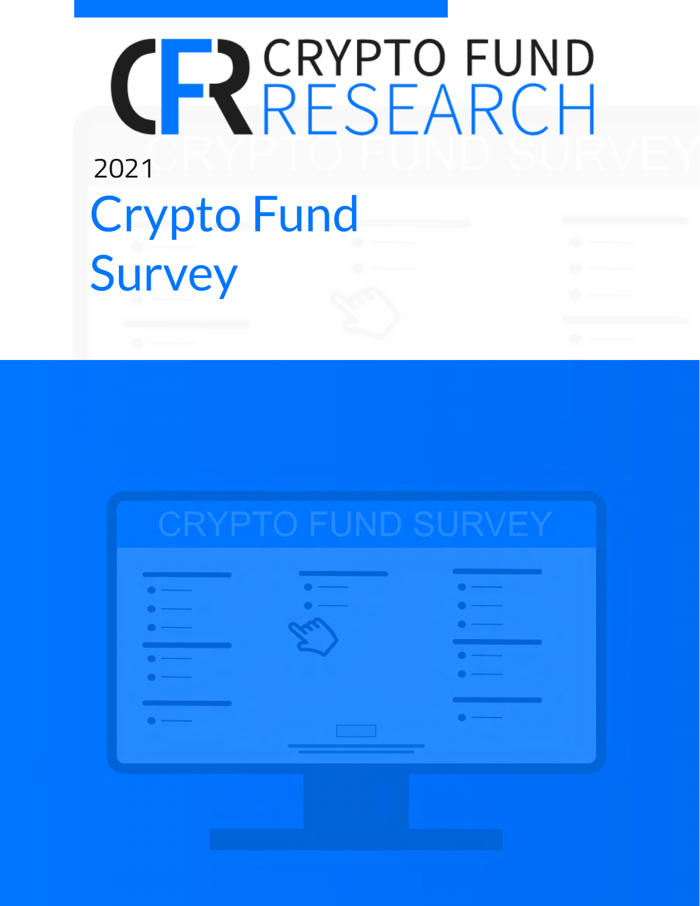CRYPTO FUND RESEARCH

2021

# Crypto Fund Survey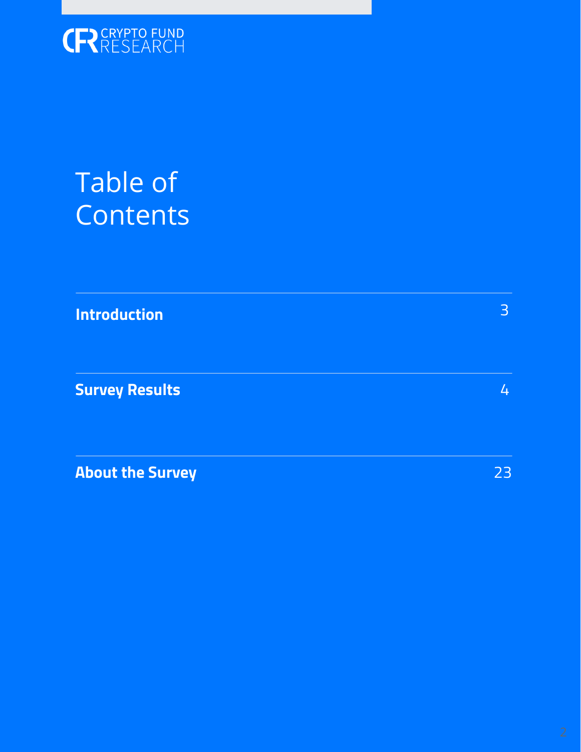CRYPTO FUND RESEARCH

# Table of Contents

| | |
|---|---|
| **Introduction** | 3 |
| **Survey Results** | 4 |
| **About the Survey** | 23 |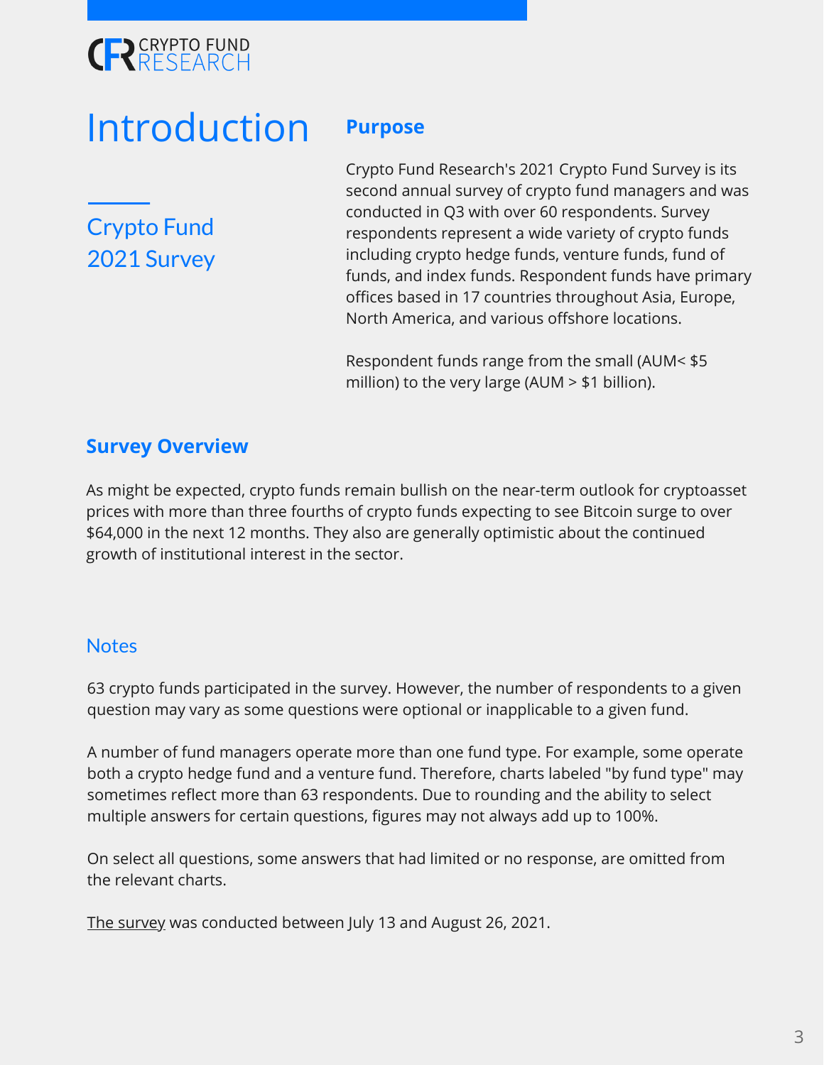# Introduction

## Crypto Fund 2021 Survey

### Purpose

Crypto Fund Research's 2021 Crypto Fund Survey is its second annual survey of crypto fund managers and was conducted in Q3 with over 60 respondents. Survey respondents represent a wide variety of crypto funds including crypto hedge funds, venture funds, fund of funds, and index funds. Respondent funds have primary offices based in 17 countries throughout Asia, Europe, North America, and various offshore locations.

Respondent funds range from the small (AUM< $5 million) to the very large (AUM > $1 billion).

### Survey Overview

As might be expected, crypto funds remain bullish on the near-term outlook for cryptoasset prices with more than three fourths of crypto funds expecting to see Bitcoin surge to over $64,000 in the next 12 months. They also are generally optimistic about the continued growth of institutional interest in the sector.

### Notes

63 crypto funds participated in the survey. However, the number of respondents to a given question may vary as some questions were optional or inapplicable to a given fund.

A number of fund managers operate more than one fund type. For example, some operate both a crypto hedge fund and a venture fund. Therefore, charts labeled "by fund type" may sometimes reflect more than 63 respondents. Due to rounding and the ability to select multiple answers for certain questions, figures may not always add up to 100%.

On select all questions, some answers that had limited or no response, are omitted from the relevant charts.

The survey was conducted between July 13 and August 26, 2021.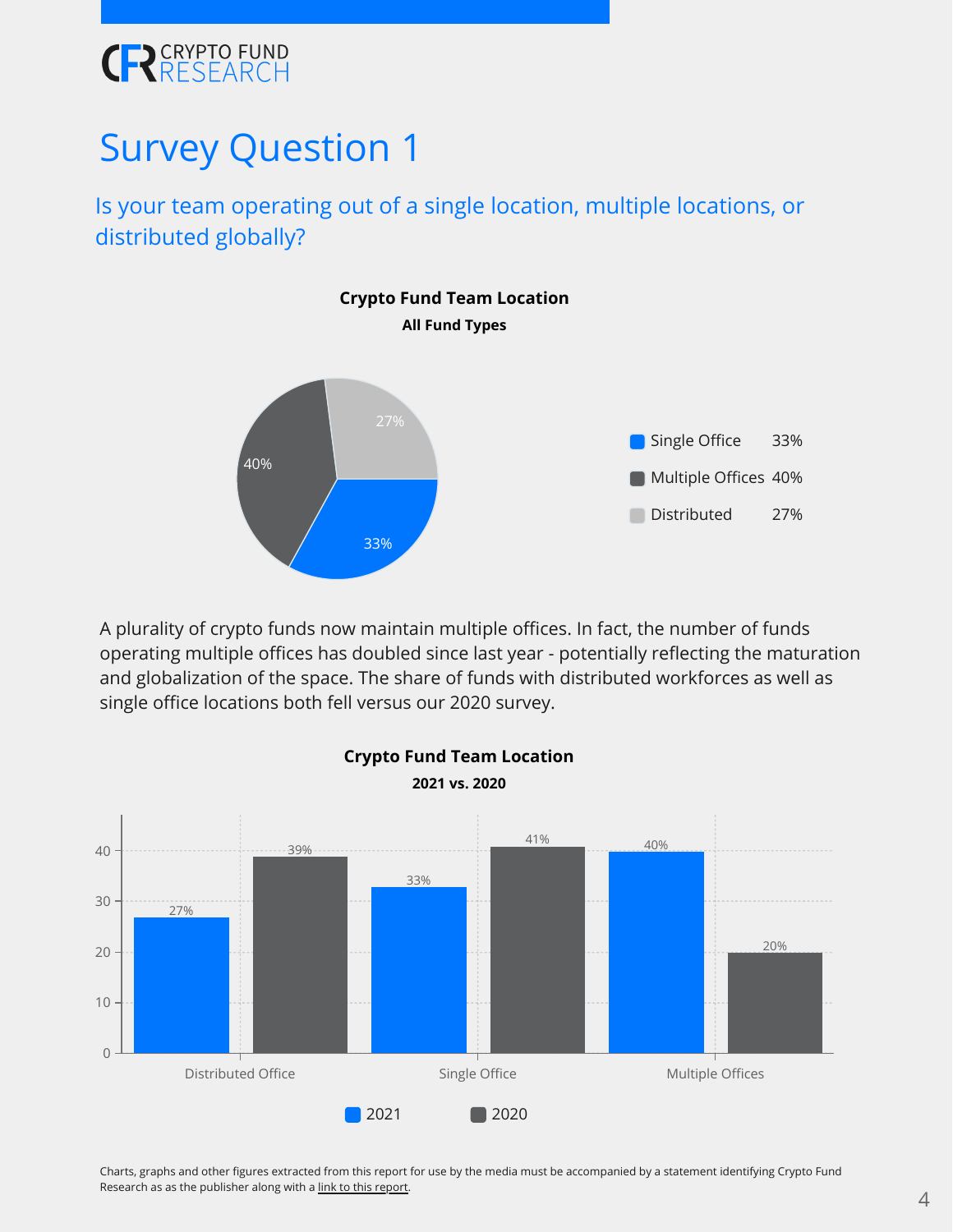# Survey Question 1

## Is your team operating out of a single location, multiple locations, or distributed globally?

**Crypto Fund Team Location**
**All Fund Types**

| | |
|---|---|
| Single Office | 33% |
| Multiple Offices | 40% |
| Distributed | 27% |

A plurality of crypto funds now maintain multiple offices. In fact, the number of funds operating multiple offices has doubled since last year - potentially reflecting the maturation and globalization of the space. The share of funds with distributed workforces as well as single office locations both fell versus our 2020 survey.

**Crypto Fund Team Location**
**2021 vs. 2020**

| | 2021 | 2020 |
|---|---|---|
| Distributed Office | 27% | 39% |
| Single Office | 33% | 41% |
| Multiple Offices | 40% | 20% |

Charts, graphs and other figures extracted from this report for use by the media must be accompanied by a statement identifying Crypto Fund Research as as the publisher along with a link to this report.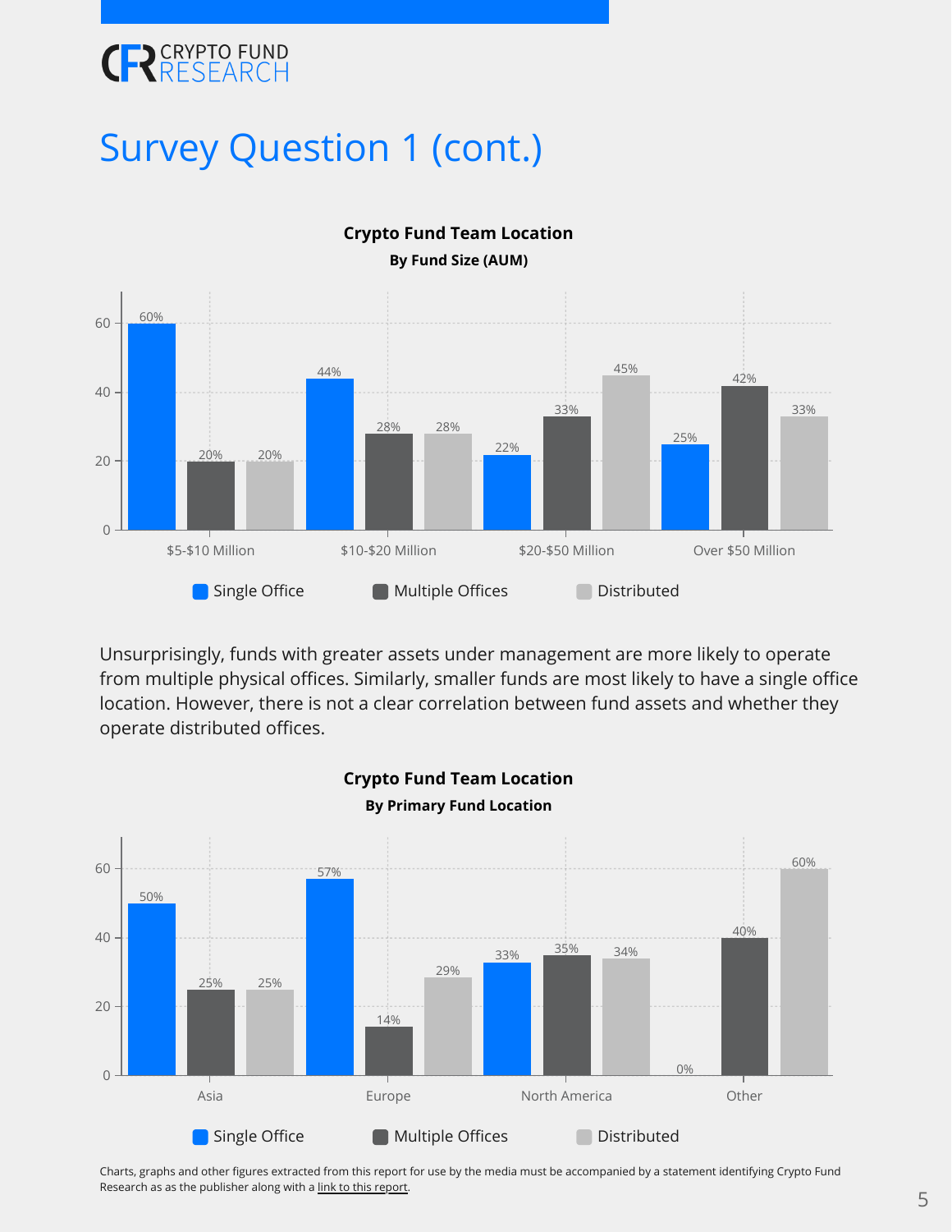# Survey Question 1 (cont.)

**Crypto Fund Team Location**
**By Fund Size (AUM)**

| Fund Size | Single Office | Multiple Offices | Distributed |
| --- | --- | --- | --- |
| $5-$10 Million | 60% | 20% | 20% |
| $10-$20 Million | 44% | 28% | 28% |
| $20-$50 Million | 22% | 33% | 45% |
| Over $50 Million | 25% | 42% | 33% |

Unsurprisingly, funds with greater assets under management are more likely to operate from multiple physical offices. Similarly, smaller funds are most likely to have a single office location. However, there is not a clear correlation between fund assets and whether they operate distributed offices.

**Crypto Fund Team Location**
**By Primary Fund Location**

| Primary Fund Location | Single Office | Multiple Offices | Distributed |
| --- | --- | --- | --- |
| Asia | 50% | 25% | 25% |
| Europe | 57% | 14% | 29% |
| North America | 33% | 35% | 34% |
| Other | 0% | 40% | 60% |

Charts, graphs and other figures extracted from this report for use by the media must be accompanied by a statement identifying Crypto Fund Research as as the publisher along with a link to this report.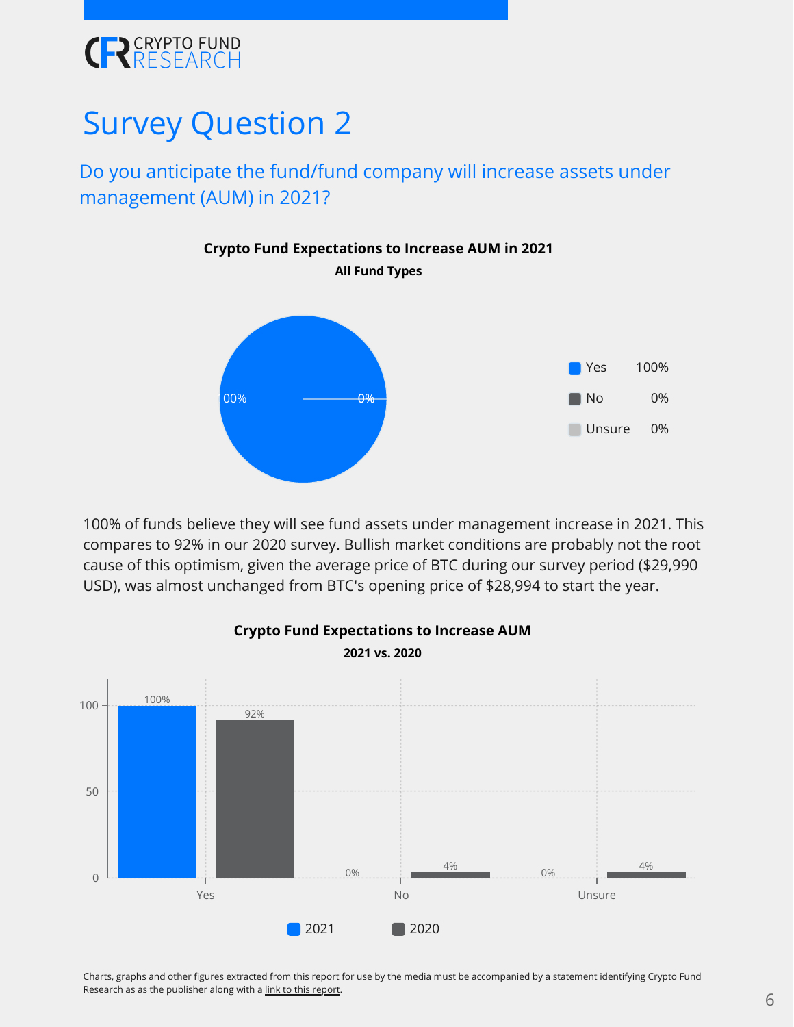# Survey Question 2

## Do you anticipate the fund/fund company will increase assets under management (AUM) in 2021?

**Crypto Fund Expectations to Increase AUM in 2021**

**All Fund Types**

| Response | Percentage |
|---|---|
| Yes | 100% |
| No | 0% |
| Unsure | 0% |

100% of funds believe they will see fund assets under management increase in 2021. This compares to 92% in our 2020 survey. Bullish market conditions are probably not the root cause of this optimism, given the average price of BTC during our survey period ($29,990 USD), was almost unchanged from BTC's opening price of $28,994 to start the year.

**Crypto Fund Expectations to Increase AUM**

**2021 vs. 2020**

| Response | 2021 | 2020 |
|---|---|---|
| Yes | 100% | 92% |
| No | 0% | 4% |
| Unsure | 0% | 4% |

Charts, graphs and other figures extracted from this report for use by the media must be accompanied by a statement identifying Crypto Fund Research as as the publisher along with a link to this report.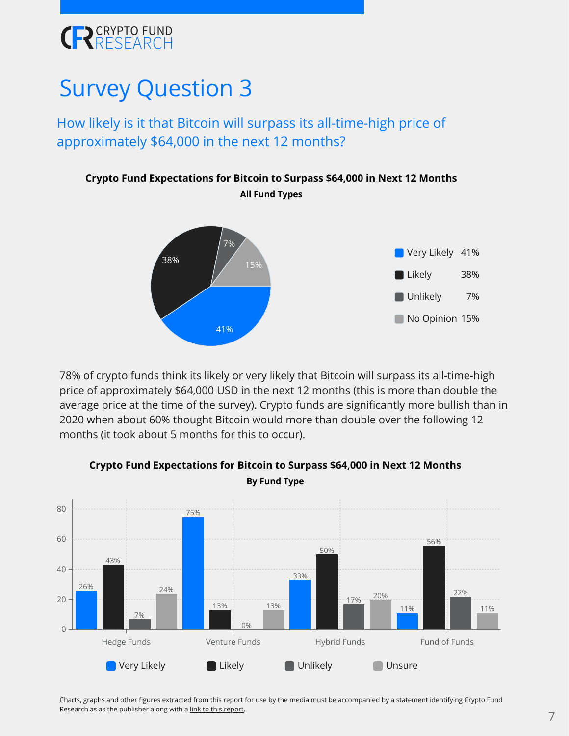# Survey Question 3

## How likely is it that Bitcoin will surpass its all-time-high price of approximately $64,000 in the next 12 months?

**Crypto Fund Expectations for Bitcoin to Surpass $64,000 in Next 12 Months**

**All Fund Types**

| Response | Share |
|---|---|
| Very Likely | 41% |
| Likely | 38% |
| Unlikely | 7% |
| No Opinion | 15% |

78% of crypto funds think its likely or very likely that Bitcoin will surpass its all-time-high price of approximately $64,000 USD in the next 12 months (this is more than double the average price at the time of the survey). Crypto funds are significantly more bullish than in 2020 when about 60% thought Bitcoin would more than double over the following 12 months (it took about 5 months for this to occur).

**Crypto Fund Expectations for Bitcoin to Surpass $64,000 in Next 12 Months**

**By Fund Type**

| Fund Type | Very Likely | Likely | Unlikely | Unsure |
|---|---|---|---|---|
| Hedge Funds | 26% | 43% | 7% | 24% |
| Venture Funds | 75% | 13% | 0% | 13% |
| Hybrid Funds | 33% | 50% | 17% | 20% |
| Fund of Funds | 11% | 56% | 22% | 11% |

Charts, graphs and other figures extracted from this report for use by the media must be accompanied by a statement identifying Crypto Fund Research as as the publisher along with a link to this report.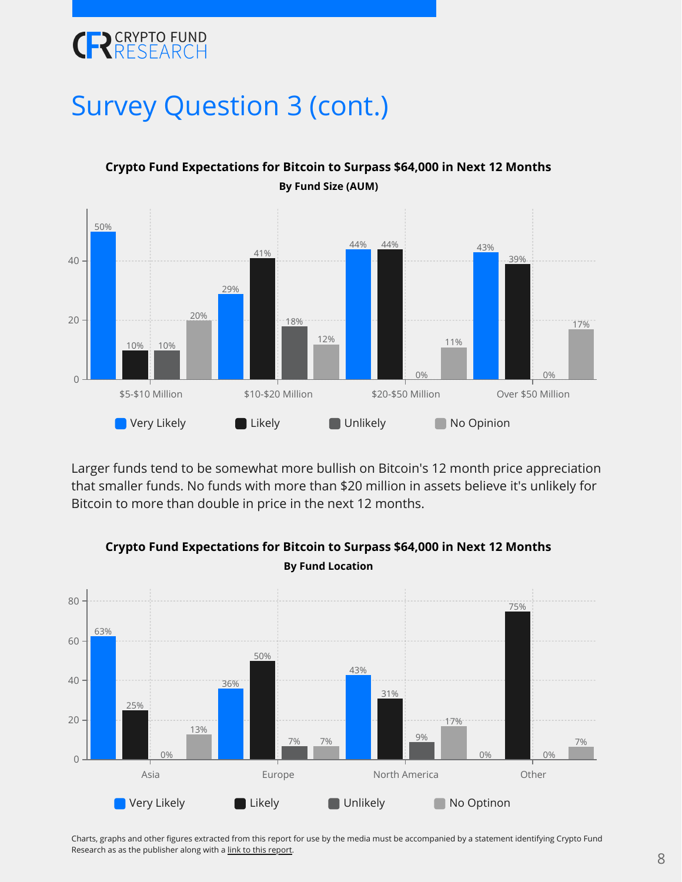# Survey Question 3 (cont.)

**Crypto Fund Expectations for Bitcoin to Surpass $64,000 in Next 12 Months**

**By Fund Size (AUM)**

| Fund Size | Very Likely | Likely | Unlikely | No Opinion |
|---|---|---|---|---|
| $5-$10 Million | 50% | 10% | 10% | 20% |
| $10-$20 Million | 29% | 41% | 18% | 12% |
| $20-$50 Million | 44% | 44% | 0% | 11% |
| Over $50 Million | 43% | 39% | 0% | 17% |

Larger funds tend to be somewhat more bullish on Bitcoin's 12 month price appreciation that smaller funds. No funds with more than $20 million in assets believe it's unlikely for Bitcoin to more than double in price in the next 12 months.

**Crypto Fund Expectations for Bitcoin to Surpass $64,000 in Next 12 Months**

**By Fund Location**

| Fund Location | Very Likely | Likely | Unlikely | No Optinon |
|---|---|---|---|---|
| Asia | 63% | 25% | 0% | 13% |
| Europe | 36% | 50% | 7% | 7% |
| North America | 43% | 31% | 9% | 17% |
| Other | 0% | 75% | 0% | 7% |

Charts, graphs and other figures extracted from this report for use by the media must be accompanied by a statement identifying Crypto Fund Research as as the publisher along with a link to this report.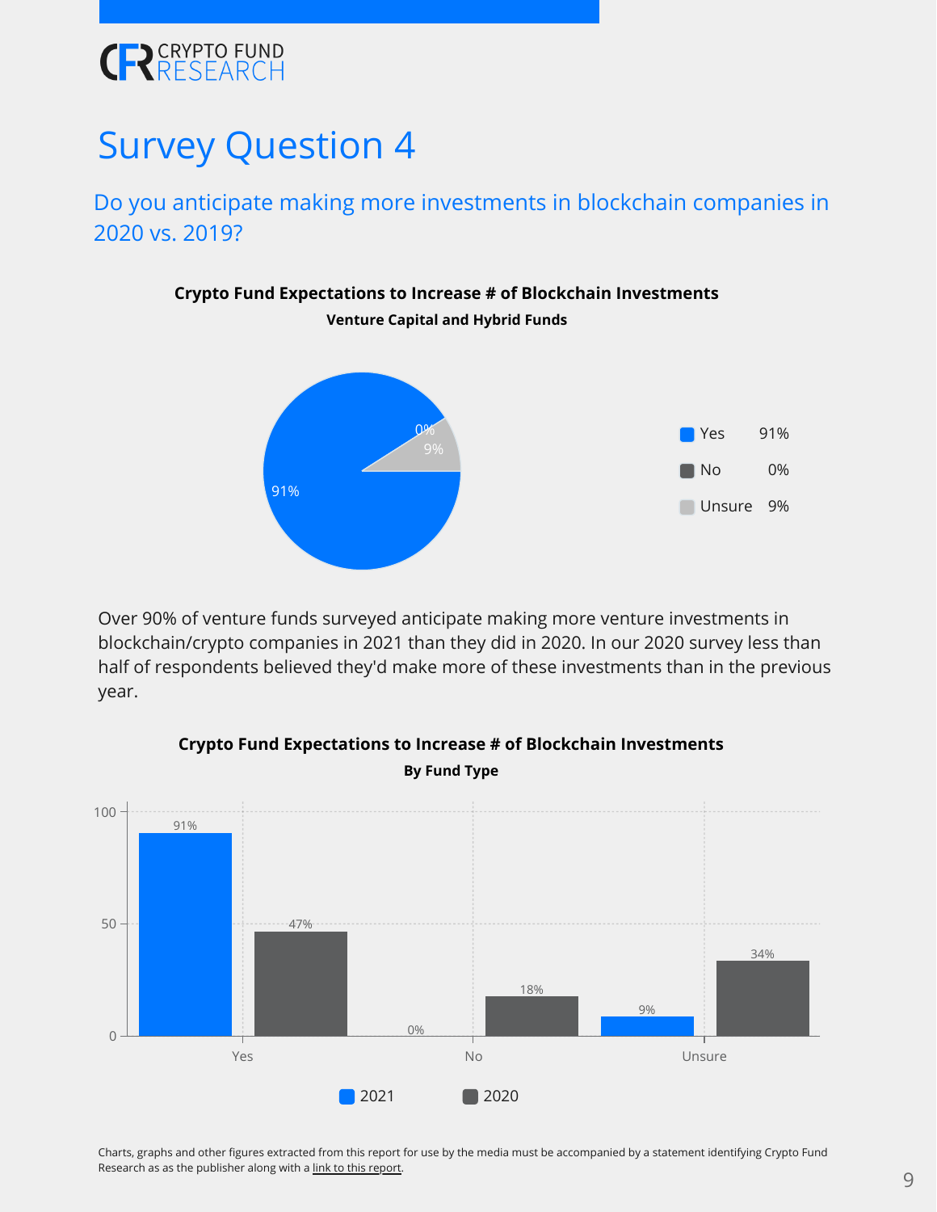# Survey Question 4

## Do you anticipate making more investments in blockchain companies in 2020 vs. 2019?

**Crypto Fund Expectations to Increase # of Blockchain Investments**

**Venture Capital and Hybrid Funds**

| Response | % |
|---|---|
| Yes | 91% |
| No | 0% |
| Unsure | 9% |

Over 90% of venture funds surveyed anticipate making more venture investments in blockchain/crypto companies in 2021 than they did in 2020. In our 2020 survey less than half of respondents believed they'd make more of these investments than in the previous year.

**Crypto Fund Expectations to Increase # of Blockchain Investments**

**By Fund Type**

| Response | 2021 | 2020 |
|---|---|---|
| Yes | 91% | 47% |
| No | 0% | 18% |
| Unsure | 9% | 34% |

Charts, graphs and other figures extracted from this report for use by the media must be accompanied by a statement identifying Crypto Fund Research as as the publisher along with a link to this report.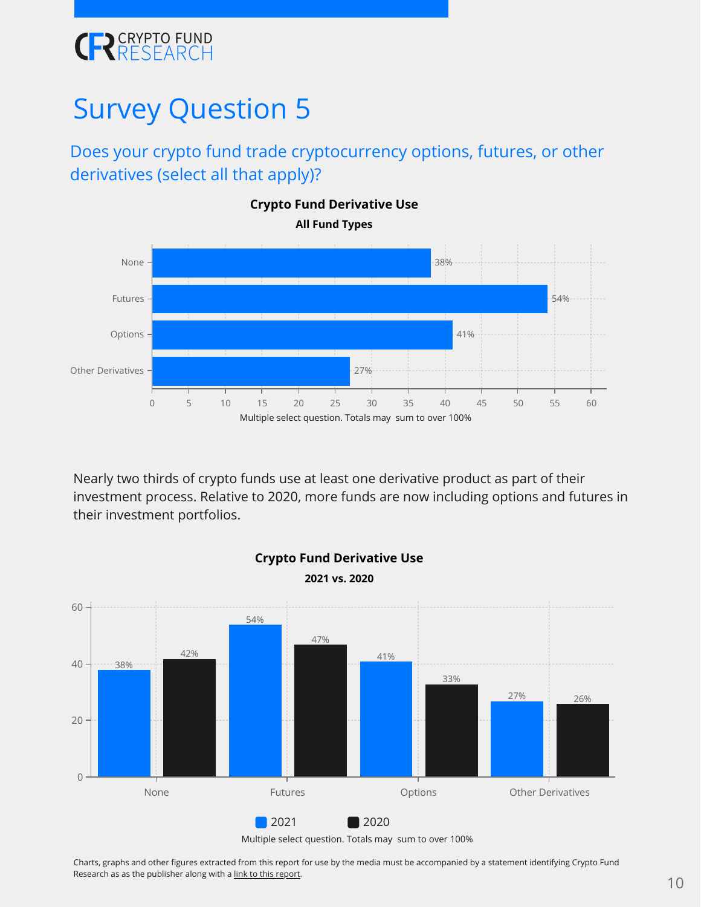# Survey Question 5

## Does your crypto fund trade cryptocurrency options, futures, or other derivatives (select all that apply)?

**Crypto Fund Derivative Use**

**All Fund Types**

| Derivative | % |
|---|---|
| None | 38% |
| Futures | 54% |
| Options | 41% |
| Other Derivatives | 27% |

Multiple select question. Totals may sum to over 100%

Nearly two thirds of crypto funds use at least one derivative product as part of their investment process. Relative to 2020, more funds are now including options and futures in their investment portfolios.

**Crypto Fund Derivative Use**

**2021 vs. 2020**

| | 2021 | 2020 |
|---|---|---|
| None | 38% | 42% |
| Futures | 54% | 47% |
| Options | 41% | 33% |
| Other Derivatives | 27% | 26% |

Multiple select question. Totals may sum to over 100%

Charts, graphs and other figures extracted from this report for use by the media must be accompanied by a statement identifying Crypto Fund Research as as the publisher along with a link to this report.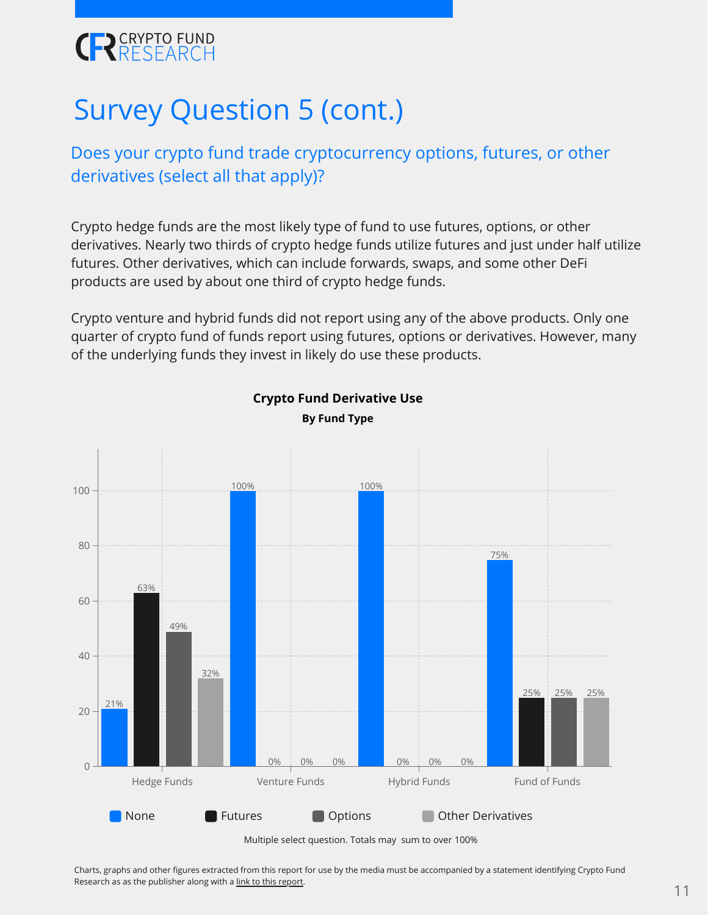# Survey Question 5 (cont.)

## Does your crypto fund trade cryptocurrency options, futures, or other derivatives (select all that apply)?

Crypto hedge funds are the most likely type of fund to use futures, options, or other derivatives. Nearly two thirds of crypto hedge funds utilize futures and just under half utilize futures. Other derivatives, which can include forwards, swaps, and some other DeFi products are used by about one third of crypto hedge funds.

Crypto venture and hybrid funds did not report using any of the above products. Only one quarter of crypto fund of funds report using futures, options or derivatives. However, many of the underlying funds they invest in likely do use these products.

**Crypto Fund Derivative Use**

**By Fund Type**

| | None | Futures | Options | Other Derivatives |
|---|---|---|---|---|
| Hedge Funds | 21% | 63% | 49% | 32% |
| Venture Funds | 100% | 0% | 0% | 0% |
| Hybrid Funds | 100% | 0% | 0% | 0% |
| Fund of Funds | 75% | 25% | 25% | 25% |

Multiple select question. Totals may sum to over 100%

Charts, graphs and other figures extracted from this report for use by the media must be accompanied by a statement identifying Crypto Fund Research as as the publisher along with a link to this report.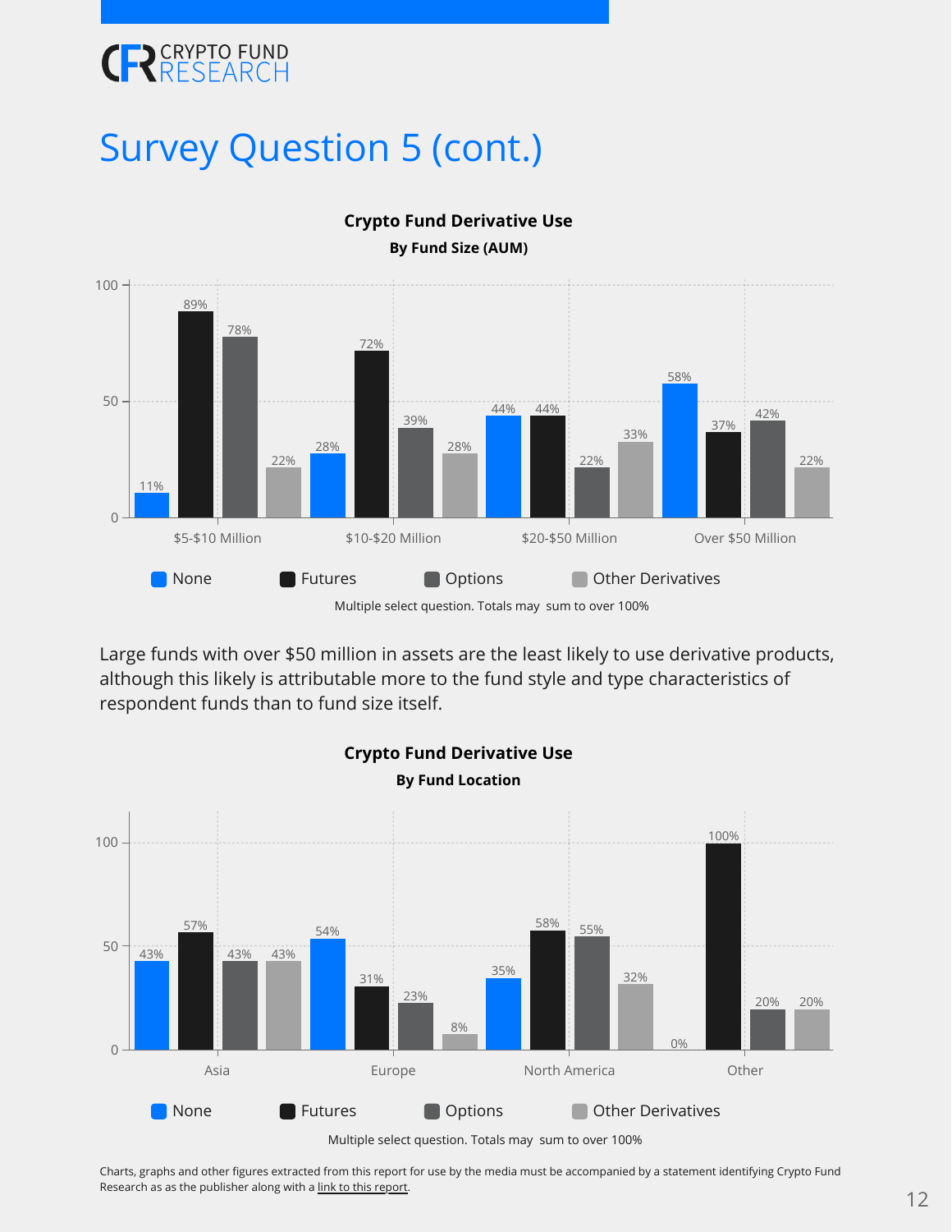# Survey Question 5 (cont.)

**Crypto Fund Derivative Use**
**By Fund Size (AUM)**

| Fund Size | None | Futures | Options | Other Derivatives |
|---|---|---|---|---|
| $5-$10 Million | 11% | 89% | 78% | 22% |
| $10-$20 Million | 28% | 72% | 39% | 28% |
| $20-$50 Million | 44% | 44% | 22% | 33% |
| Over $50 Million | 58% | 37% | 42% | 22% |

Multiple select question. Totals may sum to over 100%

Large funds with over $50 million in assets are the least likely to use derivative products, although this likely is attributable more to the fund style and type characteristics of respondent funds than to fund size itself.

**Crypto Fund Derivative Use**
**By Fund Location**

| Fund Location | None | Futures | Options | Other Derivatives |
|---|---|---|---|---|
| Asia | 43% | 57% | 43% | 43% |
| Europe | 54% | 31% | 23% | 8% |
| North America | 35% | 58% | 55% | 32% |
| Other | 0% | 100% | 20% | 20% |

Multiple select question. Totals may sum to over 100%

Charts, graphs and other figures extracted from this report for use by the media must be accompanied by a statement identifying Crypto Fund Research as as the publisher along with a link to this report.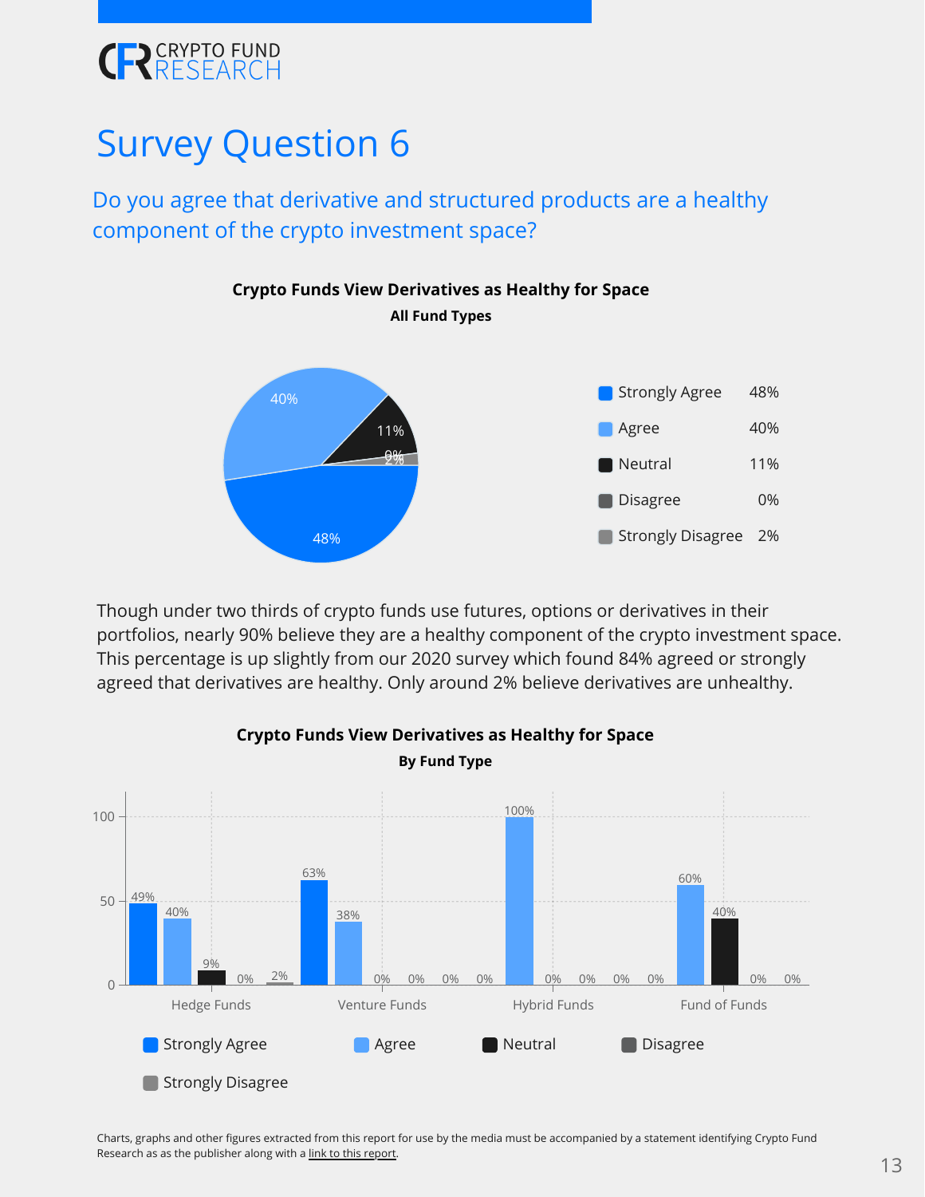# Survey Question 6

## Do you agree that derivative and structured products are a healthy component of the crypto investment space?

**Crypto Funds View Derivatives as Healthy for Space**

**All Fund Types**

| Response | Percentage |
|---|---|
| Strongly Agree | 48% |
| Agree | 40% |
| Neutral | 11% |
| Disagree | 0% |
| Strongly Disagree | 2% |

Though under two thirds of crypto funds use futures, options or derivatives in their portfolios, nearly 90% believe they are a healthy component of the crypto investment space. This percentage is up slightly from our 2020 survey which found 84% agreed or strongly agreed that derivatives are healthy. Only around 2% believe derivatives are unhealthy.

**Crypto Funds View Derivatives as Healthy for Space**

**By Fund Type**

| Fund Type | Strongly Agree | Agree | Neutral | Disagree | Strongly Disagree |
|---|---|---|---|---|---|
| Hedge Funds | 49% | 40% | 9% | 0% | 2% |
| Venture Funds | 63% | 38% | 0% | 0% | 0% |
| Hybrid Funds | 0% | 100% | 0% | 0% | 0% |
| Fund of Funds | 0% | 60% | 40% | 0% | 0% |

Charts, graphs and other figures extracted from this report for use by the media must be accompanied by a statement identifying Crypto Fund Research as as the publisher along with a link to this report.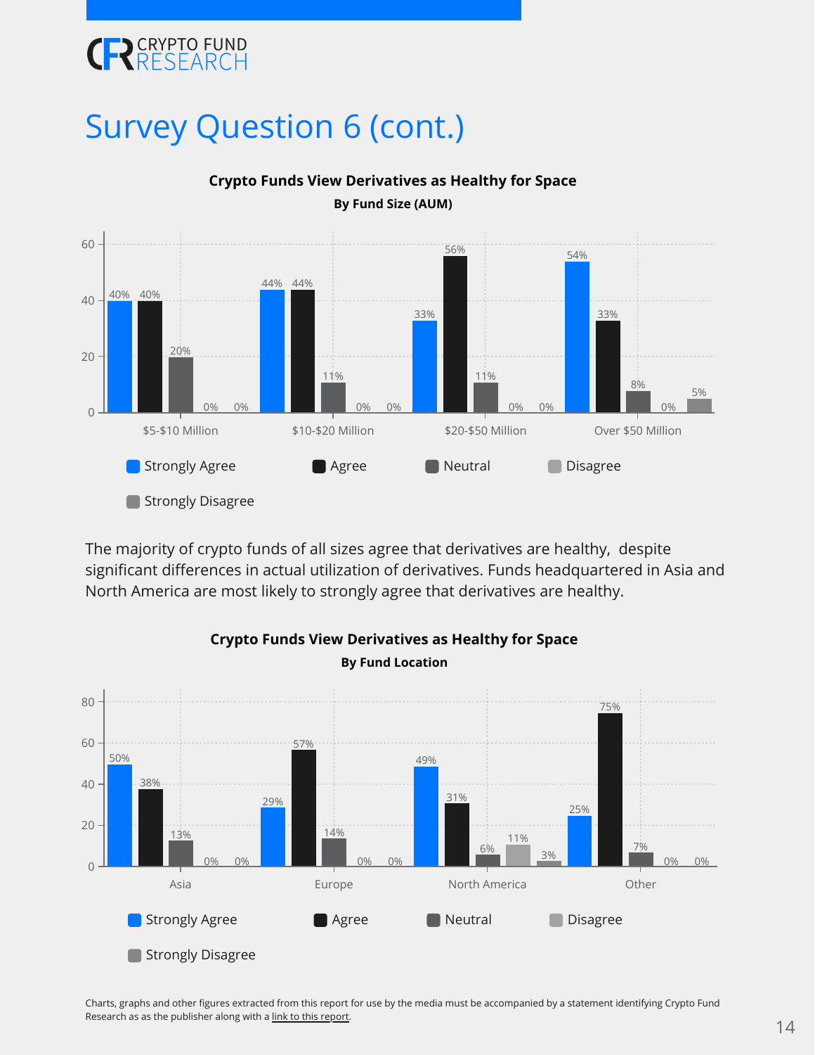# Survey Question 6 (cont.)

**Crypto Funds View Derivatives as Healthy for Space**

**By Fund Size (AUM)**

| | Strongly Agree | Agree | Neutral | Disagree | Strongly Disagree |
|---|---|---|---|---|---|
| $5-$10 Million | 40% | 40% | 20% | 0% | 0% |
| $10-$20 Million | 44% | 44% | 11% | 0% | 0% |
| $20-$50 Million | 33% | 56% | 11% | 0% | 0% |
| Over $50 Million | 54% | 33% | 8% | 0% | 5% |

The majority of crypto funds of all sizes agree that derivatives are healthy, despite significant differences in actual utilization of derivatives. Funds headquartered in Asia and North America are most likely to strongly agree that derivatives are healthy.

**Crypto Funds View Derivatives as Healthy for Space**

**By Fund Location**

| | Strongly Agree | Agree | Neutral | Disagree | Strongly Disagree |
|---|---|---|---|---|---|
| Asia | 50% | 38% | 13% | 0% | 0% |
| Europe | 29% | 57% | 14% | 0% | 0% |
| North America | 49% | 31% | 6% | 11% | 3% |
| Other | 25% | 75% | 7% | 0% | 0% |

Charts, graphs and other figures extracted from this report for use by the media must be accompanied by a statement identifying Crypto Fund Research as as the publisher along with a link to this report.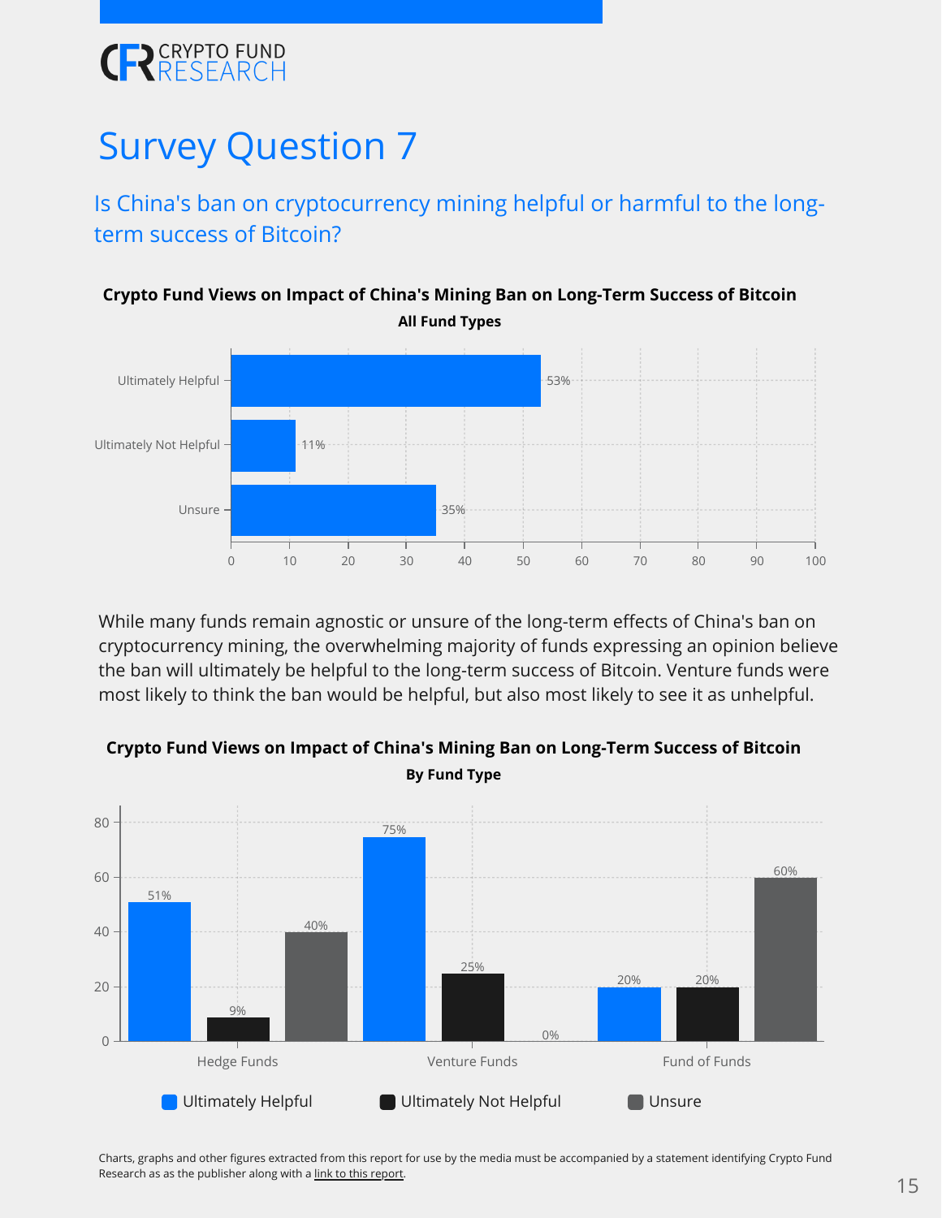# Survey Question 7

## Is China's ban on cryptocurrency mining helpful or harmful to the long-term success of Bitcoin?

**Crypto Fund Views on Impact of China's Mining Ban on Long-Term Success of Bitcoin**
**All Fund Types**

| Response | Percentage |
|---|---|
| Ultimately Helpful | 53% |
| Ultimately Not Helpful | 11% |
| Unsure | 35% |

While many funds remain agnostic or unsure of the long-term effects of China's ban on cryptocurrency mining, the overwhelming majority of funds expressing an opinion believe the ban will ultimately be helpful to the long-term success of Bitcoin. Venture funds were most likely to think the ban would be helpful, but also most likely to see it as unhelpful.

**Crypto Fund Views on Impact of China's Mining Ban on Long-Term Success of Bitcoin**
**By Fund Type**

| Fund Type | Ultimately Helpful | Ultimately Not Helpful | Unsure |
|---|---|---|---|
| Hedge Funds | 51% | 9% | 40% |
| Venture Funds | 75% | 25% | 0% |
| Fund of Funds | 20% | 20% | 60% |

Charts, graphs and other figures extracted from this report for use by the media must be accompanied by a statement identifying Crypto Fund Research as as the publisher along with a link to this report.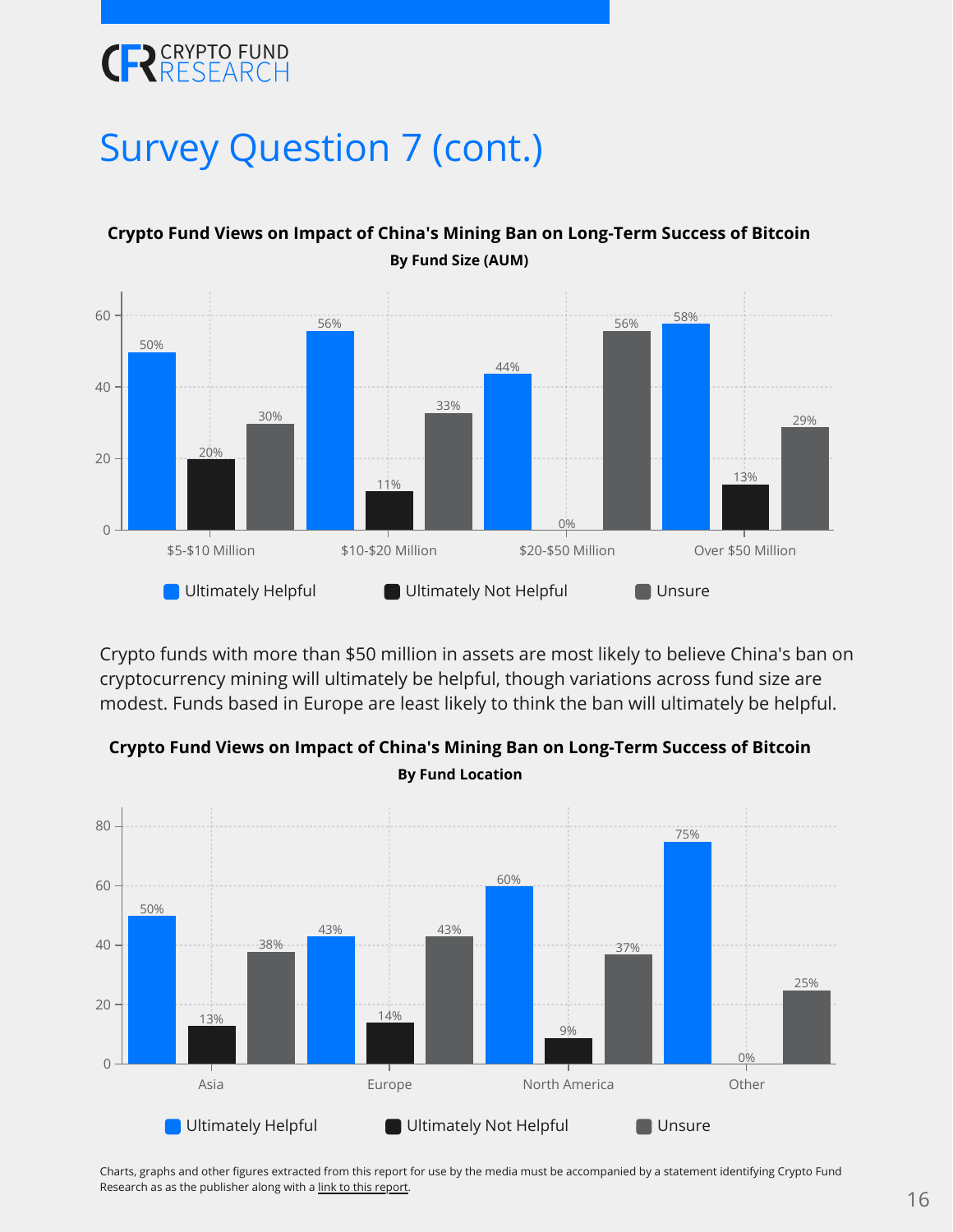# Survey Question 7 (cont.)

**Crypto Fund Views on Impact of China's Mining Ban on Long-Term Success of Bitcoin**

**By Fund Size (AUM)**

| Fund Size | Ultimately Helpful | Ultimately Not Helpful | Unsure |
|---|---|---|---|
| $5-$10 Million | 50% | 20% | 30% |
| $10-$20 Million | 56% | 11% | 33% |
| $20-$50 Million | 44% | 0% | 56% |
| Over $50 Million | 58% | 13% | 29% |

Crypto funds with more than $50 million in assets are most likely to believe China's ban on cryptocurrency mining will ultimately be helpful, though variations across fund size are modest. Funds based in Europe are least likely to think the ban will ultimately be helpful.

**Crypto Fund Views on Impact of China's Mining Ban on Long-Term Success of Bitcoin**

**By Fund Location**

| Fund Location | Ultimately Helpful | Ultimately Not Helpful | Unsure |
|---|---|---|---|
| Asia | 50% | 13% | 38% |
| Europe | 43% | 14% | 43% |
| North America | 60% | 9% | 37% |
| Other | 75% | 0% | 25% |

Charts, graphs and other figures extracted from this report for use by the media must be accompanied by a statement identifying Crypto Fund Research as as the publisher along with a link to this report.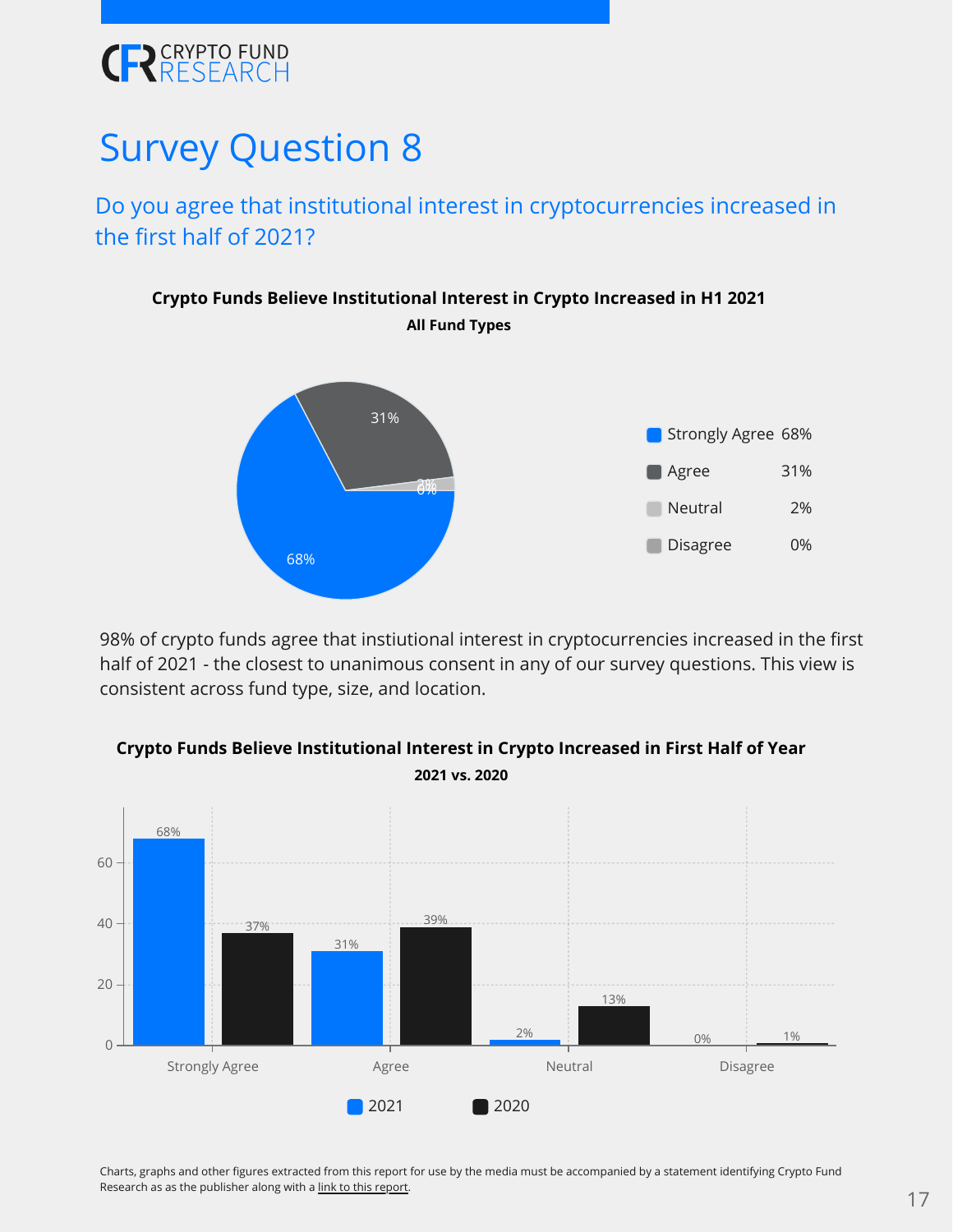# Survey Question 8

## Do you agree that institutional interest in cryptocurrencies increased in the first half of 2021?

**Crypto Funds Believe Institutional Interest in Crypto Increased in H1 2021**

**All Fund Types**

| Response | Share |
| --- | --- |
| Strongly Agree | 68% |
| Agree | 31% |
| Neutral | 2% |
| Disagree | 0% |

98% of crypto funds agree that instiutional interest in cryptocurrencies increased in the first half of 2021 - the closest to unanimous consent in any of our survey questions. This view is consistent across fund type, size, and location.

**Crypto Funds Believe Institutional Interest in Crypto Increased in First Half of Year**

**2021 vs. 2020**

| Response | 2021 | 2020 |
| --- | --- | --- |
| Strongly Agree | 68% | 37% |
| Agree | 31% | 39% |
| Neutral | 2% | 13% |
| Disagree | 0% | 1% |

Charts, graphs and other figures extracted from this report for use by the media must be accompanied by a statement identifying Crypto Fund Research as as the publisher along with a link to this report.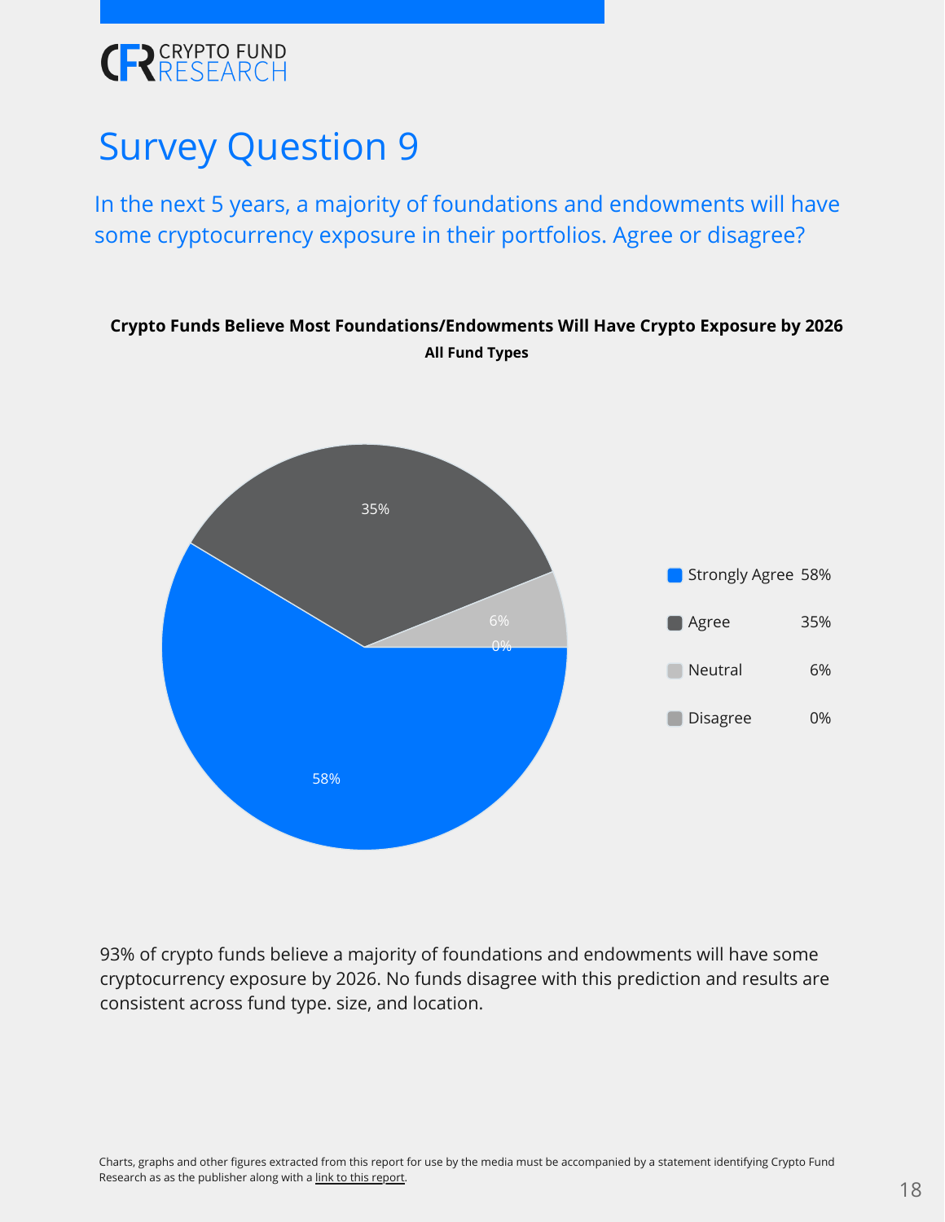# Survey Question 9

## In the next 5 years, a majority of foundations and endowments will have some cryptocurrency exposure in their portfolios. Agree or disagree?

**Crypto Funds Believe Most Foundations/Endowments Will Have Crypto Exposure by 2026**

**All Fund Types**

| Response | Share |
|---|---|
| Strongly Agree | 58% |
| Agree | 35% |
| Neutral | 6% |
| Disagree | 0% |

93% of crypto funds believe a majority of foundations and endowments will have some cryptocurrency exposure by 2026. No funds disagree with this prediction and results are consistent across fund type. size, and location.

Charts, graphs and other figures extracted from this report for use by the media must be accompanied by a statement identifying Crypto Fund Research as as the publisher along with a link to this report.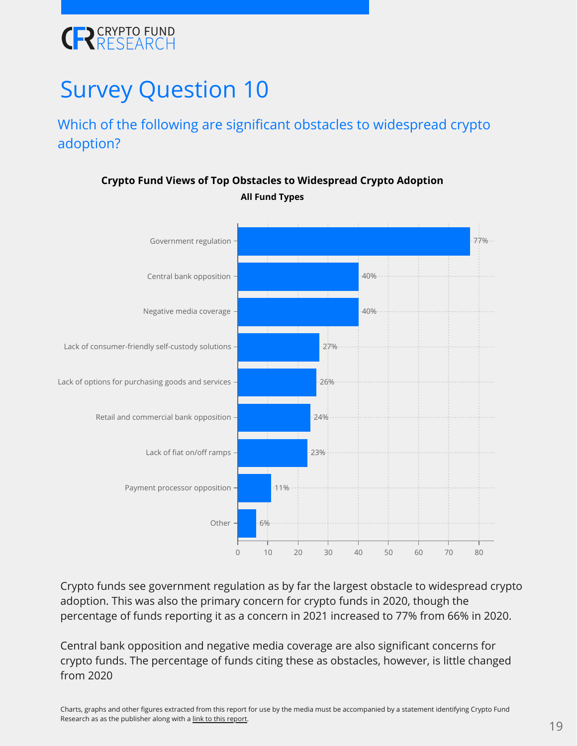# Survey Question 10

## Which of the following are significant obstacles to widespread crypto adoption?

**Crypto Fund Views of Top Obstacles to Widespread Crypto Adoption**
**All Fund Types**

| Obstacle | Percentage |
|---|---|
| Government regulation | 77% |
| Central bank opposition | 40% |
| Negative media coverage | 40% |
| Lack of consumer-friendly self-custody solutions | 27% |
| Lack of options for purchasing goods and services | 26% |
| Retail and commercial bank opposition | 24% |
| Lack of fiat on/off ramps | 23% |
| Payment processor opposition | 11% |
| Other | 6% |

Crypto funds see government regulation as by far the largest obstacle to widespread crypto adoption. This was also the primary concern for crypto funds in 2020, though the percentage of funds reporting it as a concern in 2021 increased to 77% from 66% in 2020.

Central bank opposition and negative media coverage are also significant concerns for crypto funds. The percentage of funds citing these as obstacles, however, is little changed from 2020

Charts, graphs and other figures extracted from this report for use by the media must be accompanied by a statement identifying Crypto Fund Research as as the publisher along with a link to this report.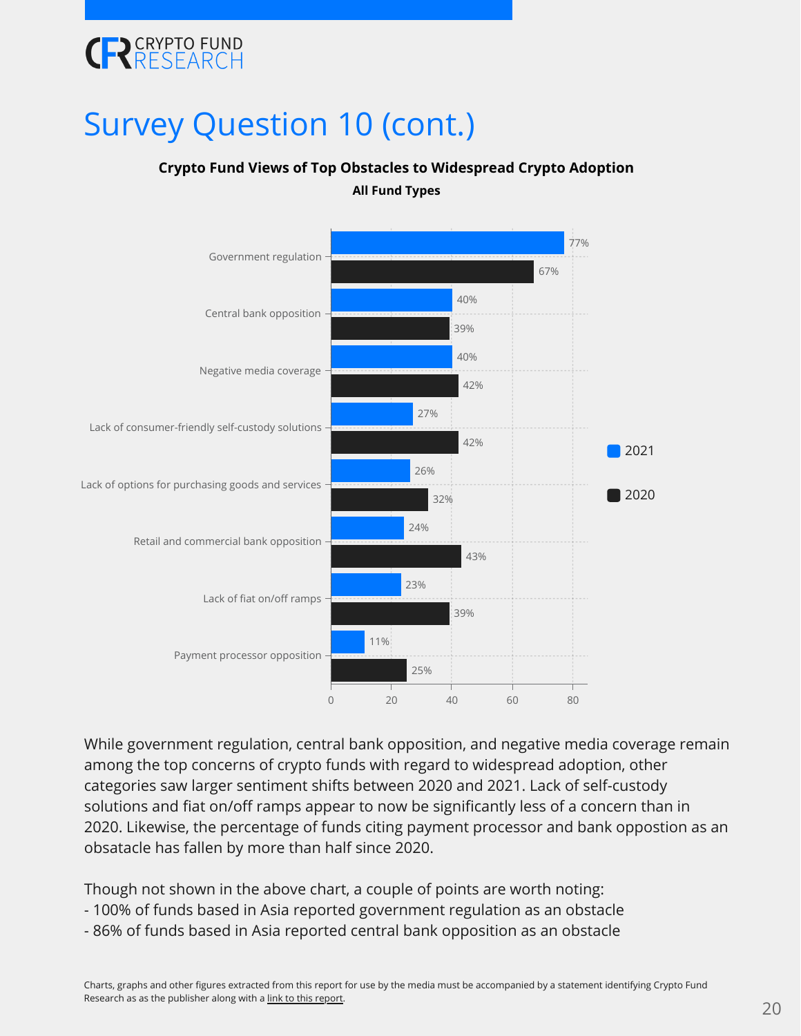# Survey Question 10 (cont.)

**Crypto Fund Views of Top Obstacles to Widespread Crypto Adoption**

**All Fund Types**

| Obstacle | 2021 | 2020 |
| --- | --- | --- |
| Government regulation | 77% | 67% |
| Central bank opposition | 40% | 39% |
| Negative media coverage | 40% | 42% |
| Lack of consumer-friendly self-custody solutions | 27% | 42% |
| Lack of options for purchasing goods and services | 26% | 32% |
| Retail and commercial bank opposition | 24% | 43% |
| Lack of fiat on/off ramps | 23% | 39% |
| Payment processor opposition | 11% | 25% |

While government regulation, central bank opposition, and negative media coverage remain among the top concerns of crypto funds with regard to widespread adoption, other categories saw larger sentiment shifts between 2020 and 2021. Lack of self-custody solutions and fiat on/off ramps appear to now be significantly less of a concern than in 2020. Likewise, the percentage of funds citing payment processor and bank oppostion as an obsatacle has fallen by more than half since 2020.

Though not shown in the above chart, a couple of points are worth noting:
- 100% of funds based in Asia reported government regulation as an obstacle
- 86% of funds based in Asia reported central bank opposition as an obstacle

Charts, graphs and other figures extracted from this report for use by the media must be accompanied by a statement identifying Crypto Fund Research as as the publisher along with a link to this report.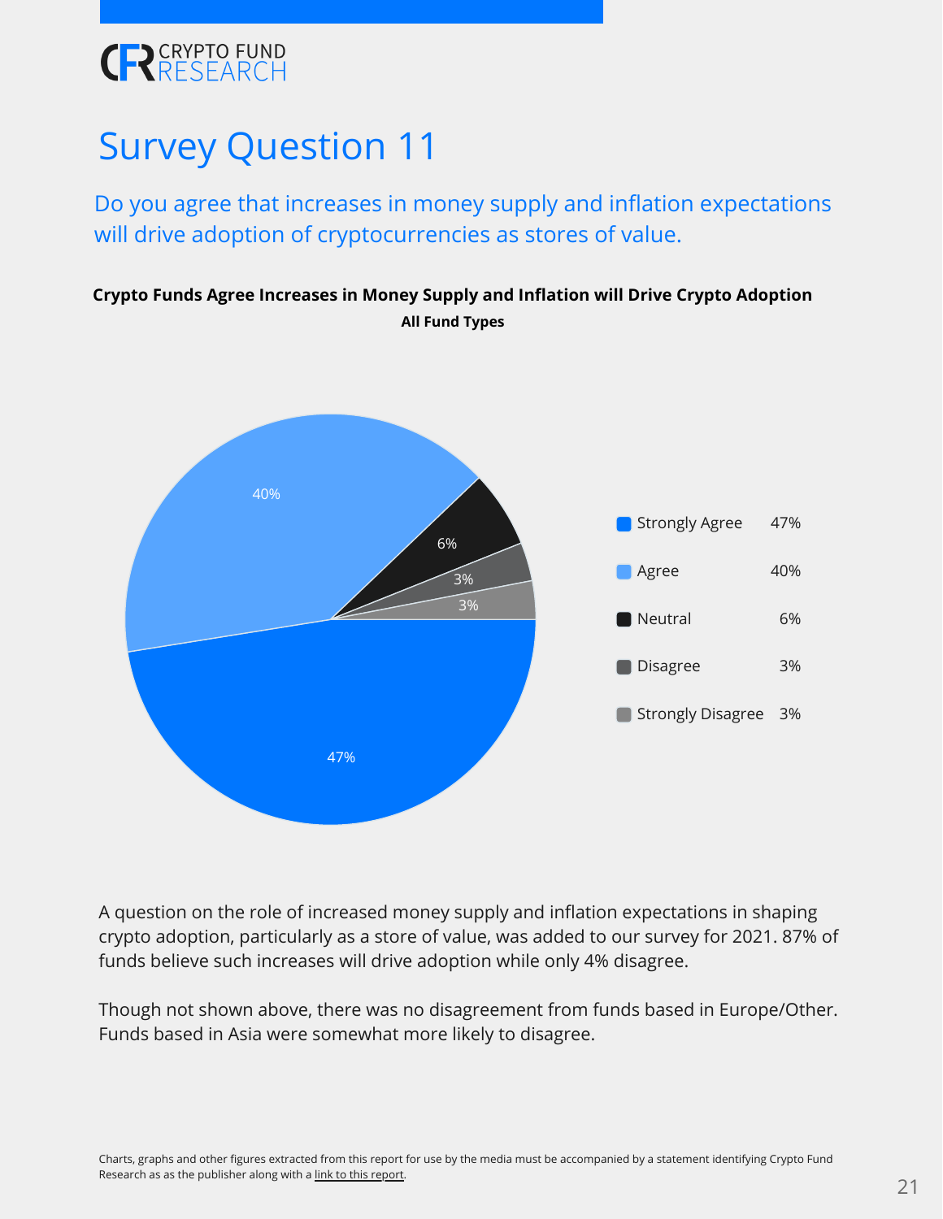# Survey Question 11

## Do you agree that increases in money supply and inflation expectations will drive adoption of cryptocurrencies as stores of value.

**Crypto Funds Agree Increases in Money Supply and Inflation will Drive Crypto Adoption**
**All Fund Types**

| Response | % |
| --- | --- |
| Strongly Agree | 47% |
| Agree | 40% |
| Neutral | 6% |
| Disagree | 3% |
| Strongly Disagree | 3% |

A question on the role of increased money supply and inflation expectations in shaping crypto adoption, particularly as a store of value, was added to our survey for 2021. 87% of funds believe such increases will drive adoption while only 4% disagree.

Though not shown above, there was no disagreement from funds based in Europe/Other. Funds based in Asia were somewhat more likely to disagree.

Charts, graphs and other figures extracted from this report for use by the media must be accompanied by a statement identifying Crypto Fund Research as as the publisher along with a link to this report.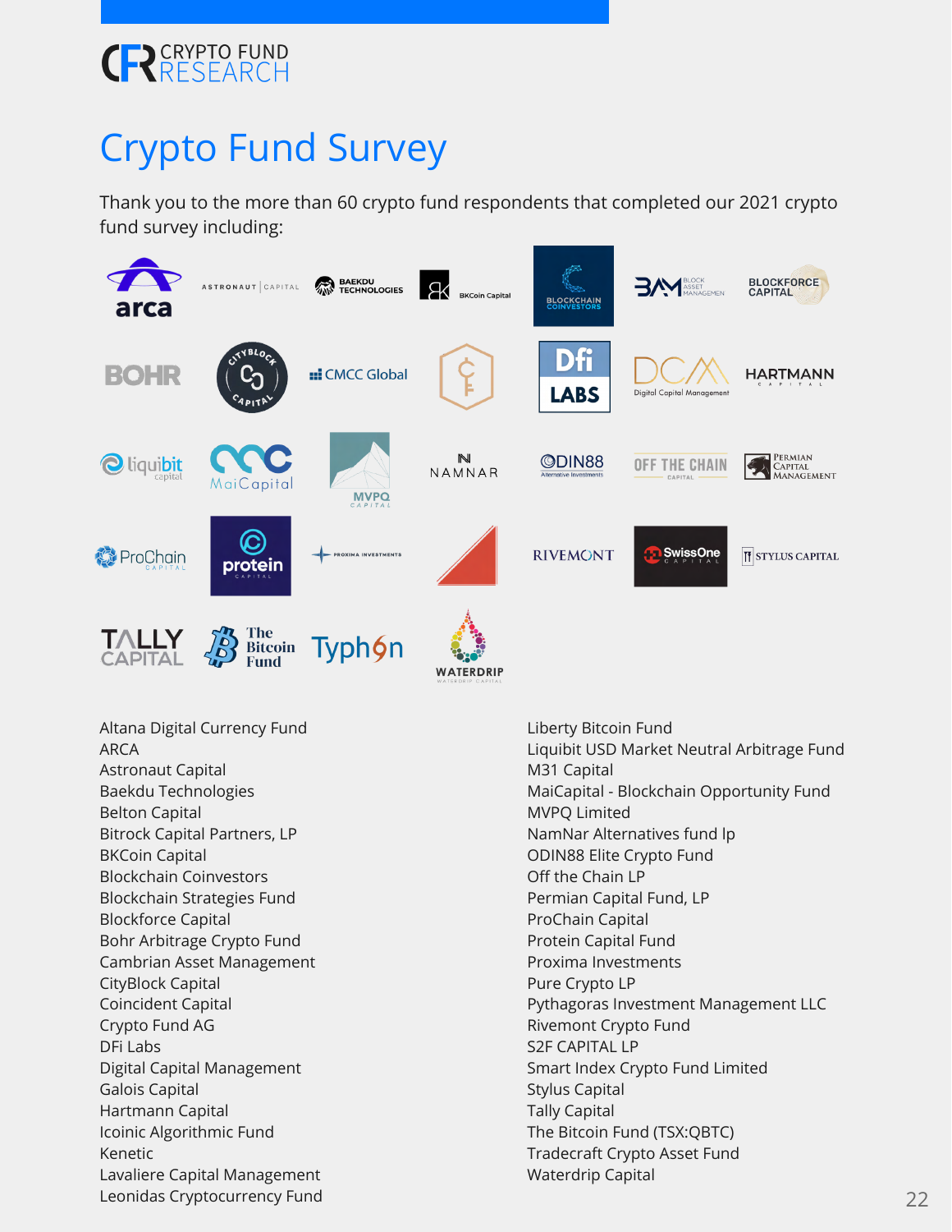# Crypto Fund Survey

Thank you to the more than 60 crypto fund respondents that completed our 2021 crypto fund survey including:

Altana Digital Currency Fund
ARCA
Astronaut Capital
Baekdu Technologies
Belton Capital
Bitrock Capital Partners, LP
BKCoin Capital
Blockchain Coinvestors
Blockchain Strategies Fund
Blockforce Capital
Bohr Arbitrage Crypto Fund
Cambrian Asset Management
CityBlock Capital
Coincident Capital
Crypto Fund AG
DFi Labs
Digital Capital Management
Galois Capital
Hartmann Capital
Icoinic Algorithmic Fund
Kenetic
Lavaliere Capital Management
Leonidas Cryptocurrency Fund
Liberty Bitcoin Fund
Liquibit USD Market Neutral Arbitrage Fund
M31 Capital
MaiCapital - Blockchain Opportunity Fund
MVPQ Limited
NamNar Alternatives fund lp
ODIN88 Elite Crypto Fund
Off the Chain LP
Permian Capital Fund, LP
ProChain Capital
Protein Capital Fund
Proxima Investments
Pure Crypto LP
Pythagoras Investment Management LLC
Rivemont Crypto Fund
S2F CAPITAL LP
Smart Index Crypto Fund Limited
Stylus Capital
Tally Capital
The Bitcoin Fund (TSX:QBTC)
Tradecraft Crypto Asset Fund
Waterdrip Capital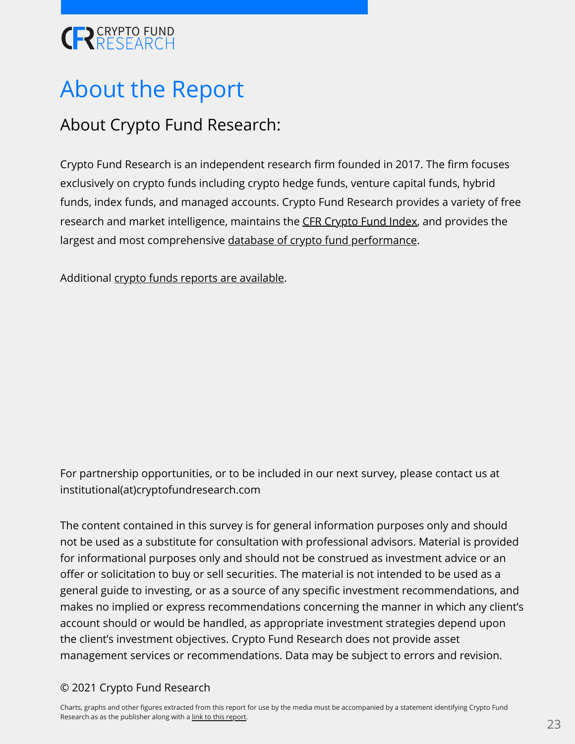# About the Report

## About Crypto Fund Research:

Crypto Fund Research is an independent research firm founded in 2017. The firm focuses exclusively on crypto funds including crypto hedge funds, venture capital funds, hybrid funds, index funds, and managed accounts. Crypto Fund Research provides a variety of free research and market intelligence, maintains the CFR Crypto Fund Index, and provides the largest and most comprehensive database of crypto fund performance.

Additional crypto funds reports are available.

For partnership opportunities, or to be included in our next survey, please contact us at institutional(at)cryptofundresearch.com

The content contained in this survey is for general information purposes only and should not be used as a substitute for consultation with professional advisors. Material is provided for informational purposes only and should not be construed as investment advice or an offer or solicitation to buy or sell securities. The material is not intended to be used as a general guide to investing, or as a source of any specific investment recommendations, and makes no implied or express recommendations concerning the manner in which any client's account should or would be handled, as appropriate investment strategies depend upon the client's investment objectives. Crypto Fund Research does not provide asset management services or recommendations. Data may be subject to errors and revision.

© 2021 Crypto Fund Research

Charts, graphs and other figures extracted from this report for use by the media must be accompanied by a statement identifying Crypto Fund Research as as the publisher along with a link to this report.